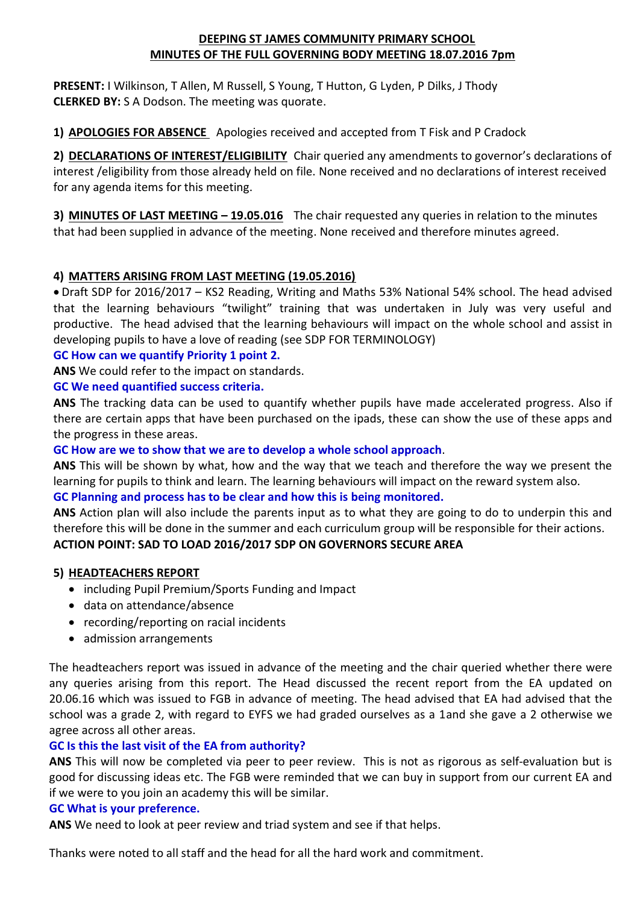**DEEPING ST JAMES COMMUNITY PRIMARY SCHOOL**
**MINUTES OF THE FULL GOVERNING BODY MEETING 18.07.2016 7pm**

**PRESENT:** I Wilkinson, T Allen, M Russell, S Young, T Hutton, G Lyden, P Dilks, J Thody
**CLERKED BY:** S A Dodson. The meeting was quorate.

**1) APOLOGIES FOR ABSENCE** Apologies received and accepted from T Fisk and P Cradock

**2) DECLARATIONS OF INTEREST/ELIGIBILITY** Chair queried any amendments to governor's declarations of interest /eligibility from those already held on file. None received and no declarations of interest received for any agenda items for this meeting.

**3) MINUTES OF LAST MEETING – 19.05.016** The chair requested any queries in relation to the minutes that had been supplied in advance of the meeting. None received and therefore minutes agreed.

**4) MATTERS ARISING FROM LAST MEETING (19.05.2016)**

- Draft SDP for 2016/2017 – KS2 Reading, Writing and Maths 53% National 54% school. The head advised that the learning behaviours "twilight" training that was undertaken in July was very useful and productive. The head advised that the learning behaviours will impact on the whole school and assist in developing pupils to have a love of reading (see SDP FOR TERMINOLOGY)

**GC How can we quantify Priority 1 point 2.**

**ANS** We could refer to the impact on standards.

**GC We need quantified success criteria.**

**ANS** The tracking data can be used to quantify whether pupils have made accelerated progress. Also if there are certain apps that have been purchased on the ipads, these can show the use of these apps and the progress in these areas.

**GC How are we to show that we are to develop a whole school approach**.

**ANS** This will be shown by what, how and the way that we teach and therefore the way we present the learning for pupils to think and learn. The learning behaviours will impact on the reward system also.

**GC Planning and process has to be clear and how this is being monitored.**

**ANS** Action plan will also include the parents input as to what they are going to do to underpin this and therefore this will be done in the summer and each curriculum group will be responsible for their actions.

**ACTION POINT: SAD TO LOAD 2016/2017 SDP ON GOVERNORS SECURE AREA**

**5) HEADTEACHERS REPORT**

- including Pupil Premium/Sports Funding and Impact
- data on attendance/absence
- recording/reporting on racial incidents
- admission arrangements

The headteachers report was issued in advance of the meeting and the chair queried whether there were any queries arising from this report. The Head discussed the recent report from the EA updated on 20.06.16 which was issued to FGB in advance of meeting. The head advised that EA had advised that the school was a grade 2, with regard to EYFS we had graded ourselves as a 1and she gave a 2 otherwise we agree across all other areas.

**GC Is this the last visit of the EA from authority?**

**ANS** This will now be completed via peer to peer review. This is not as rigorous as self-evaluation but is good for discussing ideas etc. The FGB were reminded that we can buy in support from our current EA and if we were to you join an academy this will be similar.

**GC What is your preference.**

**ANS** We need to look at peer review and triad system and see if that helps.

Thanks were noted to all staff and the head for all the hard work and commitment.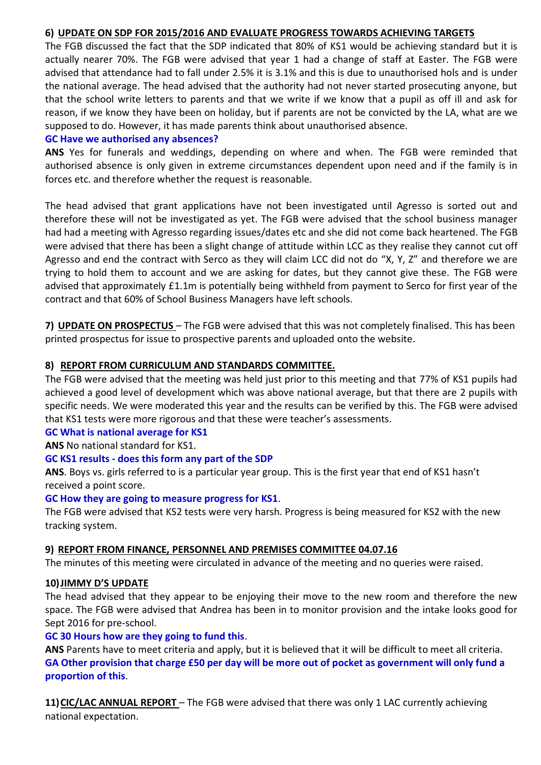**6) UPDATE ON SDP FOR 2015/2016 AND EVALUATE PROGRESS TOWARDS ACHIEVING TARGETS**

The FGB discussed the fact that the SDP indicated that 80% of KS1 would be achieving standard but it is actually nearer 70%. The FGB were advised that year 1 had a change of staff at Easter. The FGB were advised that attendance had to fall under 2.5% it is 3.1% and this is due to unauthorised hols and is under the national average. The head advised that the authority had not never started prosecuting anyone, but that the school write letters to parents and that we write if we know that a pupil as off ill and ask for reason, if we know they have been on holiday, but if parents are not be convicted by the LA, what are we supposed to do. However, it has made parents think about unauthorised absence.

**GC Have we authorised any absences?**

**ANS** Yes for funerals and weddings, depending on where and when. The FGB were reminded that authorised absence is only given in extreme circumstances dependent upon need and if the family is in forces etc. and therefore whether the request is reasonable.

The head advised that grant applications have not been investigated until Agresso is sorted out and therefore these will not be investigated as yet. The FGB were advised that the school business manager had had a meeting with Agresso regarding issues/dates etc and she did not come back heartened. The FGB were advised that there has been a slight change of attitude within LCC as they realise they cannot cut off Agresso and end the contract with Serco as they will claim LCC did not do "X, Y, Z" and therefore we are trying to hold them to account and we are asking for dates, but they cannot give these. The FGB were advised that approximately £1.1m is potentially being withheld from payment to Serco for first year of the contract and that 60% of School Business Managers have left schools.

**7) UPDATE ON PROSPECTUS** – The FGB were advised that this was not completely finalised. This has been printed prospectus for issue to prospective parents and uploaded onto the website.

**8) REPORT FROM CURRICULUM AND STANDARDS COMMITTEE.**

The FGB were advised that the meeting was held just prior to this meeting and that 77% of KS1 pupils had achieved a good level of development which was above national average, but that there are 2 pupils with specific needs. We were moderated this year and the results can be verified by this. The FGB were advised that KS1 tests were more rigorous and that these were teacher's assessments.

**GC What is national average for KS1**

**ANS** No national standard for KS1.

**GC KS1 results - does this form any part of the SDP**

**ANS**. Boys vs. girls referred to is a particular year group. This is the first year that end of KS1 hasn't received a point score.

**GC How they are going to measure progress for KS1**.

The FGB were advised that KS2 tests were very harsh. Progress is being measured for KS2 with the new tracking system.

**9) REPORT FROM FINANCE, PERSONNEL AND PREMISES COMMITTEE 04.07.16**

The minutes of this meeting were circulated in advance of the meeting and no queries were raised.

**10) JIMMY D'S UPDATE**

The head advised that they appear to be enjoying their move to the new room and therefore the new space. The FGB were advised that Andrea has been in to monitor provision and the intake looks good for Sept 2016 for pre-school.

**GC 30 Hours how are they going to fund this**.

**ANS** Parents have to meet criteria and apply, but it is believed that it will be difficult to meet all criteria.

**GA Other provision that charge £50 per day will be more out of pocket as government will only fund a proportion of this**.

**11) CIC/LAC ANNUAL REPORT** – The FGB were advised that there was only 1 LAC currently achieving national expectation.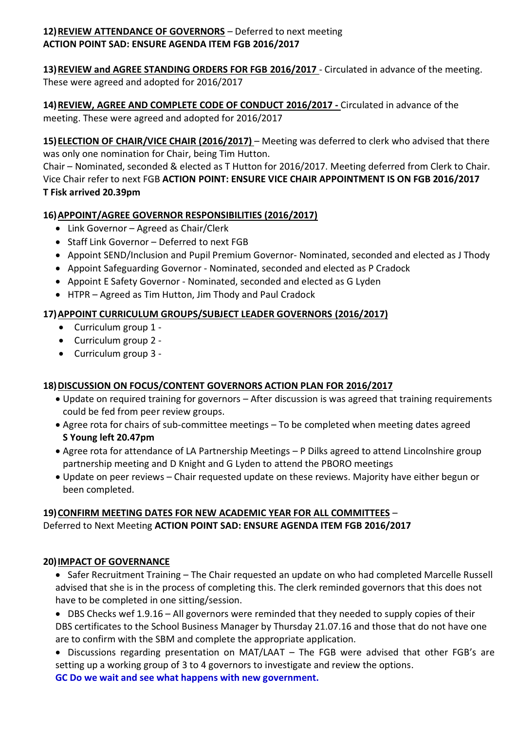**12) <u>REVIEW ATTENDANCE OF GOVERNORS</u>** – Deferred to next meeting
**ACTION POINT SAD: ENSURE AGENDA ITEM FGB 2016/2017**

**13) <u>REVIEW and AGREE STANDING ORDERS FOR FGB 2016/2017</u>** - Circulated in advance of the meeting. These were agreed and adopted for 2016/2017

**14) <u>REVIEW, AGREE AND COMPLETE CODE OF CONDUCT 2016/2017 -</u>** Circulated in advance of the meeting. These were agreed and adopted for 2016/2017

**15) <u>ELECTION OF CHAIR/VICE CHAIR (2016/2017)</u>** – Meeting was deferred to clerk who advised that there was only one nomination for Chair, being Tim Hutton.
Chair – Nominated, seconded & elected as T Hutton for 2016/2017. Meeting deferred from Clerk to Chair.
Vice Chair refer to next FGB **ACTION POINT: ENSURE VICE CHAIR APPOINTMENT IS ON FGB 2016/2017**
**T Fisk arrived 20.39pm**

**16) <u>APPOINT/AGREE GOVERNOR RESPONSIBILITIES (2016/2017)</u>**

- Link Governor – Agreed as Chair/Clerk
- Staff Link Governor – Deferred to next FGB
- Appoint SEND/Inclusion and Pupil Premium Governor- Nominated, seconded and elected as J Thody
- Appoint Safeguarding Governor - Nominated, seconded and elected as P Cradock
- Appoint E Safety Governor - Nominated, seconded and elected as G Lyden
- HTPR – Agreed as Tim Hutton, Jim Thody and Paul Cradock

**17) <u>APPOINT CURRICULUM GROUPS/SUBJECT LEADER GOVERNORS (2016/2017)</u>**

- Curriculum group 1 -
- Curriculum group 2 -
- Curriculum group 3 -

**18) <u>DISCUSSION ON FOCUS/CONTENT GOVERNORS ACTION PLAN FOR 2016/2017</u>**

- Update on required training for governors – After discussion is was agreed that training requirements could be fed from peer review groups.
- Agree rota for chairs of sub-committee meetings – To be completed when meeting dates agreed
  **S Young left 20.47pm**
- Agree rota for attendance of LA Partnership Meetings – P Dilks agreed to attend Lincolnshire group partnership meeting and D Knight and G Lyden to attend the PBORO meetings
- Update on peer reviews – Chair requested update on these reviews. Majority have either begun or been completed.

**19) <u>CONFIRM MEETING DATES FOR NEW ACADEMIC YEAR FOR ALL COMMITTEES</u>** –
Deferred to Next Meeting **ACTION POINT SAD: ENSURE AGENDA ITEM FGB 2016/2017**

**20) <u>IMPACT OF GOVERNANCE</u>**

- Safer Recruitment Training – The Chair requested an update on who had completed Marcelle Russell advised that she is in the process of completing this. The clerk reminded governors that this does not have to be completed in one sitting/session.
- DBS Checks wef 1.9.16 – All governors were reminded that they needed to supply copies of their DBS certificates to the School Business Manager by Thursday 21.07.16 and those that do not have one are to confirm with the SBM and complete the appropriate application.
- Discussions regarding presentation on MAT/LAAT – The FGB were advised that other FGB's are setting up a working group of 3 to 4 governors to investigate and review the options.
  **GC Do we wait and see what happens with new government.**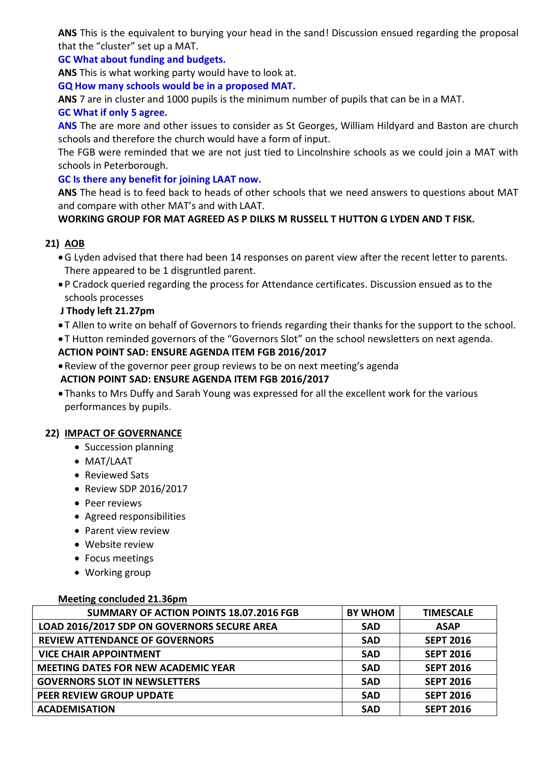**ANS** This is the equivalent to burying your head in the sand! Discussion ensued regarding the proposal that the "cluster" set up a MAT.

**GC What about funding and budgets.**

**ANS** This is what working party would have to look at.

**GQ How many schools would be in a proposed MAT.**

**ANS** 7 are in cluster and 1000 pupils is the minimum number of pupils that can be in a MAT.

**GC What if only 5 agree.**

**ANS** The are more and other issues to consider as St Georges, William Hildyard and Baston are church schools and therefore the church would have a form of input.

The FGB were reminded that we are not just tied to Lincolnshire schools as we could join a MAT with schools in Peterborough.

**GC Is there any benefit for joining LAAT now.**

**ANS** The head is to feed back to heads of other schools that we need answers to questions about MAT and compare with other MAT's and with LAAT.

**WORKING GROUP FOR MAT AGREED AS P DILKS M RUSSELL T HUTTON G LYDEN AND T FISK.**

## 21) AOB

- G Lyden advised that there had been 14 responses on parent view after the recent letter to parents. There appeared to be 1 disgruntled parent.
- P Cradock queried regarding the process for Attendance certificates. Discussion ensued as to the schools processes

**J Thody left 21.27pm**

- T Allen to write on behalf of Governors to friends regarding their thanks for the support to the school.
- T Hutton reminded governors of the "Governors Slot" on the school newsletters on next agenda.

**ACTION POINT SAD: ENSURE AGENDA ITEM FGB 2016/2017**

- Review of the governor peer group reviews to be on next meeting's agenda

**ACTION POINT SAD: ENSURE AGENDA ITEM FGB 2016/2017**

- Thanks to Mrs Duffy and Sarah Young was expressed for all the excellent work for the various performances by pupils.

## 22) IMPACT OF GOVERNANCE

- Succession planning
- MAT/LAAT
- Reviewed Sats
- Review SDP 2016/2017
- Peer reviews
- Agreed responsibilities
- Parent view review
- Website review
- Focus meetings
- Working group

**Meeting concluded 21.36pm**

| SUMMARY OF ACTION POINTS 18.07.2016 FGB | BY WHOM | TIMESCALE |
|---|---|---|
| LOAD 2016/2017 SDP ON GOVERNORS SECURE AREA | SAD | ASAP |
| REVIEW ATTENDANCE OF GOVERNORS | SAD | SEPT 2016 |
| VICE CHAIR APPOINTMENT | SAD | SEPT 2016 |
| MEETING DATES FOR NEW ACADEMIC YEAR | SAD | SEPT 2016 |
| GOVERNORS SLOT IN NEWSLETTERS | SAD | SEPT 2016 |
| PEER REVIEW GROUP UPDATE | SAD | SEPT 2016 |
| ACADEMISATION | SAD | SEPT 2016 |